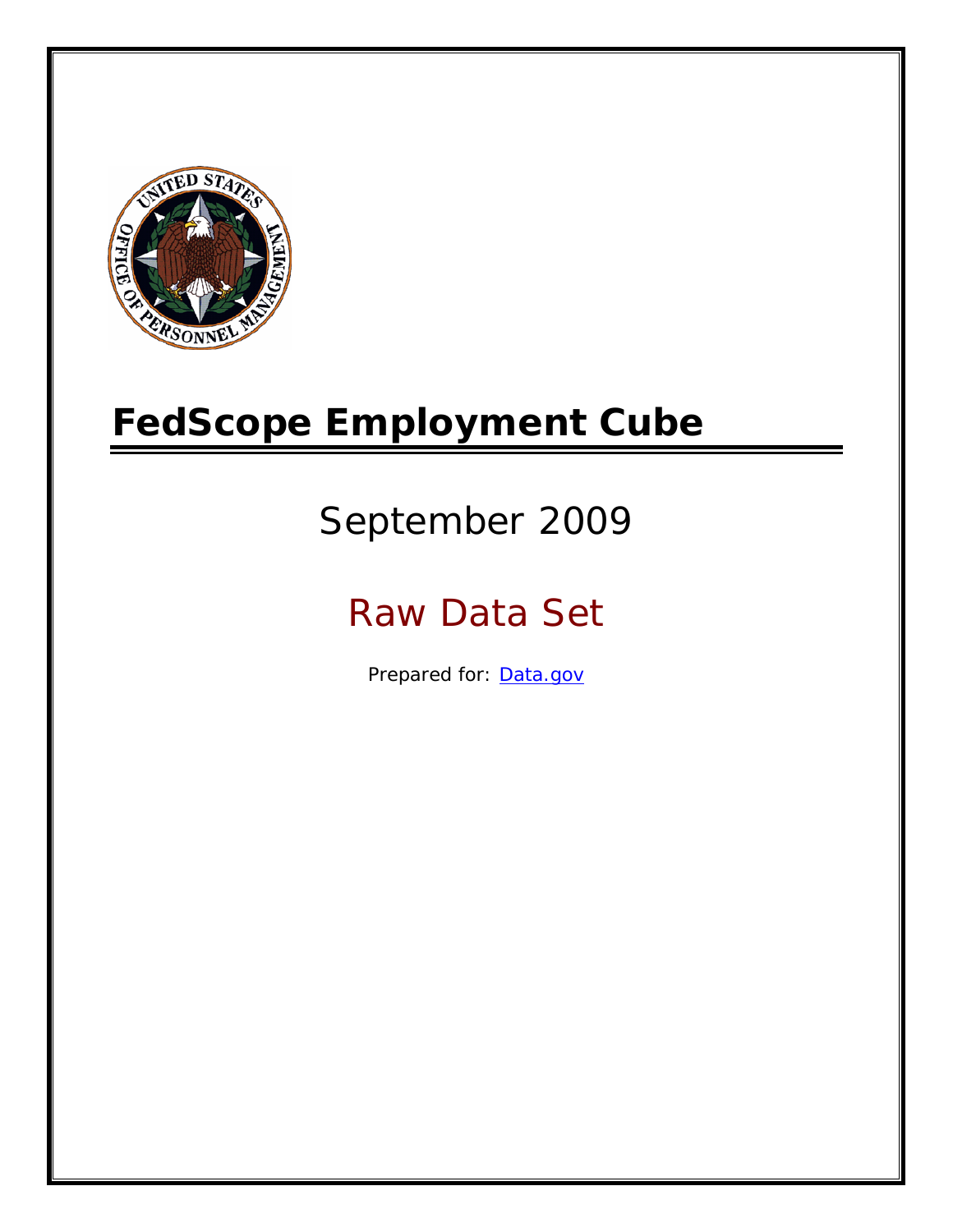# FedScope Employment Cube

## September 2009

## Raw Data Set

Prepared for: [Data.gov](Data.gov)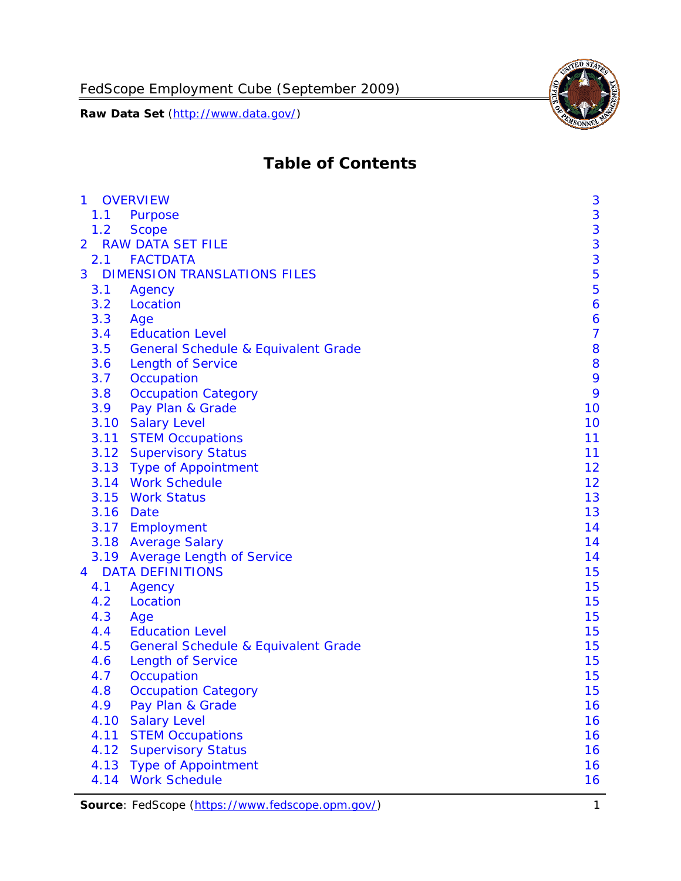# Table of Contents

| | | |
|---|---|---|
| 1 | OVERVIEW | 3 |
| 1.1 | Purpose | 3 |
| 1.2 | Scope | 3 |
| 2 | RAW DATA SET FILE | 3 |
| 2.1 | FACTDATA | 3 |
| 3 | DIMENSION TRANSLATIONS FILES | 5 |
| 3.1 | Agency | 5 |
| 3.2 | Location | 6 |
| 3.3 | Age | 6 |
| 3.4 | Education Level | 7 |
| 3.5 | General Schedule & Equivalent Grade | 8 |
| 3.6 | Length of Service | 8 |
| 3.7 | Occupation | 9 |
| 3.8 | Occupation Category | 9 |
| 3.9 | Pay Plan & Grade | 10 |
| 3.10 | Salary Level | 10 |
| 3.11 | STEM Occupations | 11 |
| 3.12 | Supervisory Status | 11 |
| 3.13 | Type of Appointment | 12 |
| 3.14 | Work Schedule | 12 |
| 3.15 | Work Status | 13 |
| 3.16 | Date | 13 |
| 3.17 | Employment | 14 |
| 3.18 | Average Salary | 14 |
| 3.19 | Average Length of Service | 14 |
| 4 | DATA DEFINITIONS | 15 |
| 4.1 | Agency | 15 |
| 4.2 | Location | 15 |
| 4.3 | Age | 15 |
| 4.4 | Education Level | 15 |
| 4.5 | General Schedule & Equivalent Grade | 15 |
| 4.6 | Length of Service | 15 |
| 4.7 | Occupation | 15 |
| 4.8 | Occupation Category | 15 |
| 4.9 | Pay Plan & Grade | 16 |
| 4.10 | Salary Level | 16 |
| 4.11 | STEM Occupations | 16 |
| 4.12 | Supervisory Status | 16 |
| 4.13 | Type of Appointment | 16 |
| 4.14 | Work Schedule | 16 |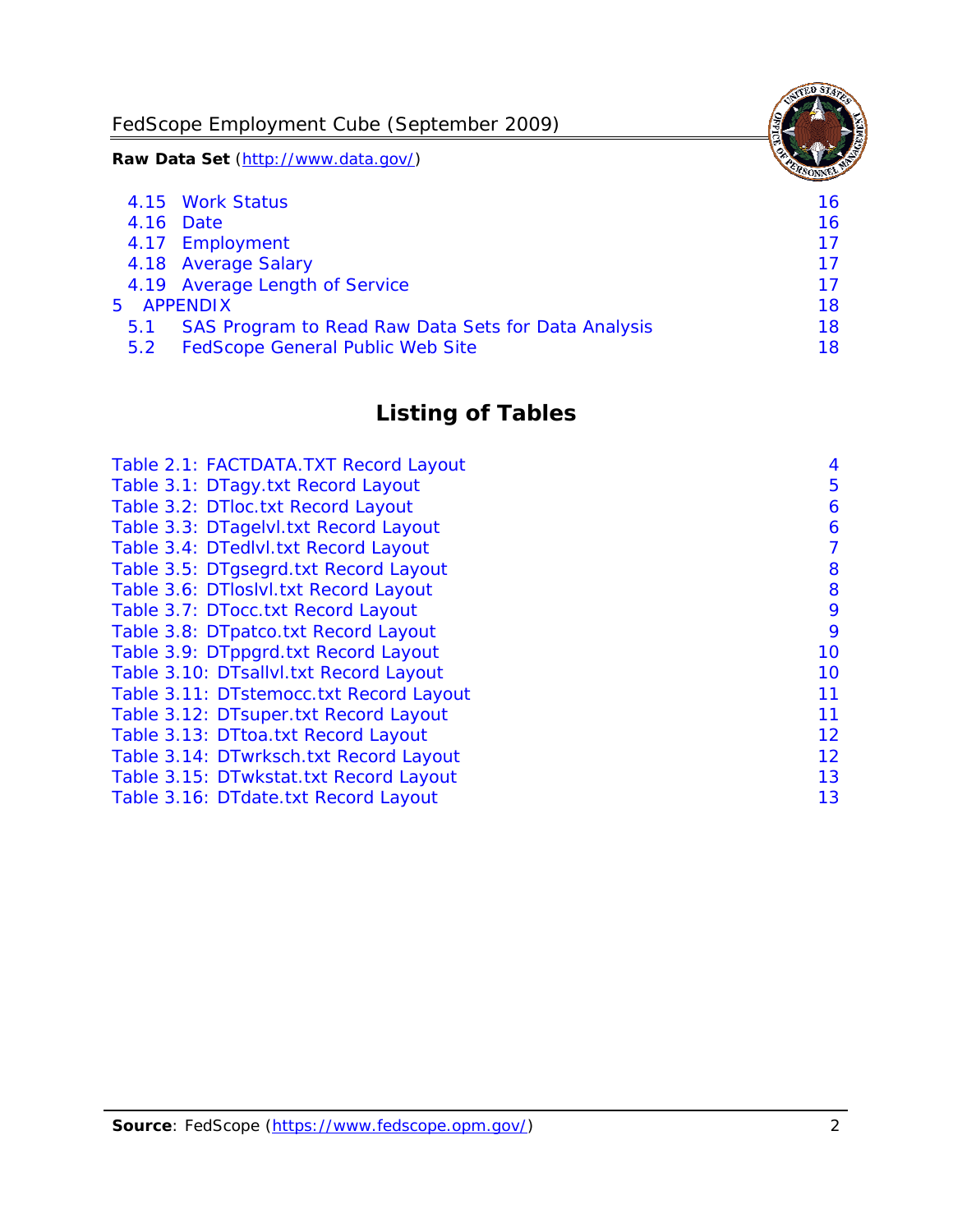| | | |
|---|---|---|
| 4.15 | Work Status | 16 |
| 4.16 | Date | 16 |
| 4.17 | Employment | 17 |
| 4.18 | Average Salary | 17 |
| 4.19 | Average Length of Service | 17 |
| 5 | APPENDIX | 18 |
| 5.1 | SAS Program to Read Raw Data Sets for Data Analysis | 18 |
| 5.2 | FedScope General Public Web Site | 18 |

## Listing of Tables

| | |
|---|---|
| Table 2.1: FACTDATA.TXT Record Layout | 4 |
| Table 3.1: DTagy.txt Record Layout | 5 |
| Table 3.2: DTloc.txt Record Layout | 6 |
| Table 3.3: DTagelvl.txt Record Layout | 6 |
| Table 3.4: DTedlvl.txt Record Layout | 7 |
| Table 3.5: DTgsegrd.txt Record Layout | 8 |
| Table 3.6: DTloslvl.txt Record Layout | 8 |
| Table 3.7: DTocc.txt Record Layout | 9 |
| Table 3.8: DTpatco.txt Record Layout | 9 |
| Table 3.9: DTppgrd.txt Record Layout | 10 |
| Table 3.10: DTsallvl.txt Record Layout | 10 |
| Table 3.11: DTstemocc.txt Record Layout | 11 |
| Table 3.12: DTsuper.txt Record Layout | 11 |
| Table 3.13: DTtoa.txt Record Layout | 12 |
| Table 3.14: DTwrksch.txt Record Layout | 12 |
| Table 3.15: DTwkstat.txt Record Layout | 13 |
| Table 3.16: DTdate.txt Record Layout | 13 |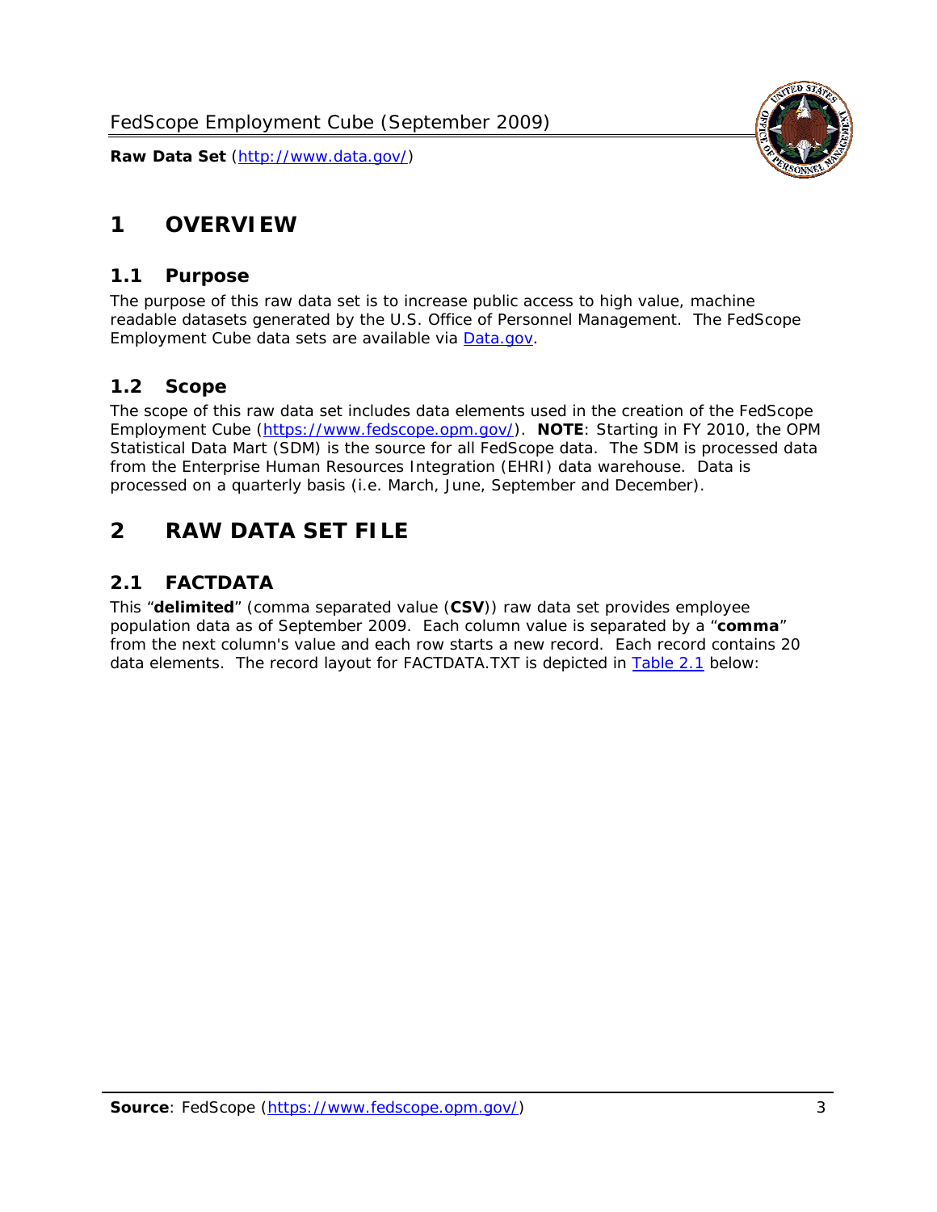# 1 OVERVIEW

## 1.1 Purpose

The purpose of this raw data set is to increase public access to high value, machine readable datasets generated by the U.S. Office of Personnel Management. The FedScope Employment Cube data sets are available via [Data.gov](http://www.data.gov/).

## 1.2 Scope

The scope of this raw data set includes data elements used in the creation of the FedScope Employment Cube ([https://www.fedscope.opm.gov/](https://www.fedscope.opm.gov/)). **NOTE**: Starting in FY 2010, the OPM Statistical Data Mart (SDM) is the source for all FedScope data. The SDM is processed data from the Enterprise Human Resources Integration (EHRI) data warehouse. Data is processed on a quarterly basis (i.e. March, June, September and December).

# 2 RAW DATA SET FILE

## 2.1 FACTDATA

This "**delimited**" (comma separated value (**CSV**)) raw data set provides employee population data as of September 2009. Each column value is separated by a "**comma**" from the next column's value and each row starts a new record. Each record contains 20 data elements. The record layout for FACTDATA.TXT is depicted in Table 2.1 below: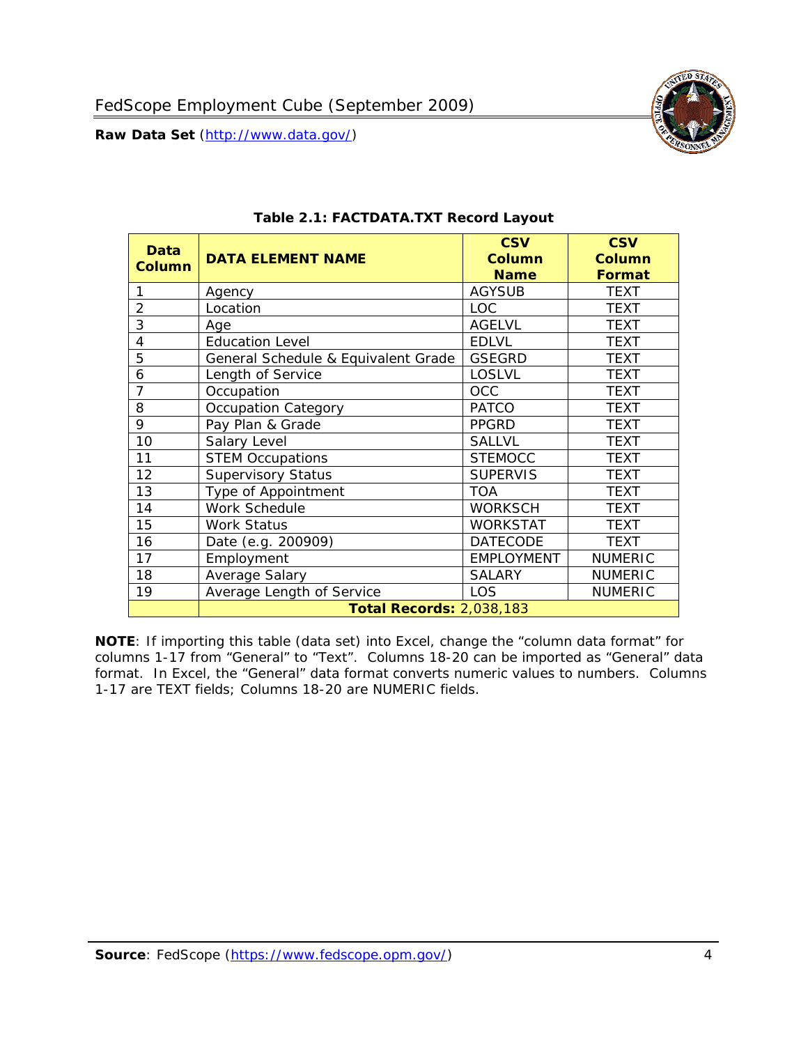**Table 2.1: FACTDATA.TXT Record Layout**

| Data Column | DATA ELEMENT NAME | CSV Column Name | CSV Column Format |
|---|---|---|---|
| 1 | Agency | AGYSUB | TEXT |
| 2 | Location | LOC | TEXT |
| 3 | Age | AGELVL | TEXT |
| 4 | Education Level | EDLVL | TEXT |
| 5 | General Schedule & Equivalent Grade | GSEGRD | TEXT |
| 6 | Length of Service | LOSLVL | TEXT |
| 7 | Occupation | OCC | TEXT |
| 8 | Occupation Category | PATCO | TEXT |
| 9 | Pay Plan & Grade | PPGRD | TEXT |
| 10 | Salary Level | SALLVL | TEXT |
| 11 | STEM Occupations | STEMOCC | TEXT |
| 12 | Supervisory Status | SUPERVIS | TEXT |
| 13 | Type of Appointment | TOA | TEXT |
| 14 | Work Schedule | WORKSCH | TEXT |
| 15 | Work Status | WORKSTAT | TEXT |
| 16 | Date (e.g. 200909) | DATECODE | TEXT |
| 17 | Employment | EMPLOYMENT | NUMERIC |
| 18 | Average Salary | SALARY | NUMERIC |
| 19 | Average Length of Service | LOS | NUMERIC |
| | **Total Records:** 2,038,183 | | |

**NOTE**: If importing this table (data set) into Excel, change the "column data format" for columns 1-17 from "General" to "Text". Columns 18-20 can be imported as "General" data format. In Excel, the "General" data format converts numeric values to numbers. Columns 1-17 are TEXT fields; Columns 18-20 are NUMERIC fields.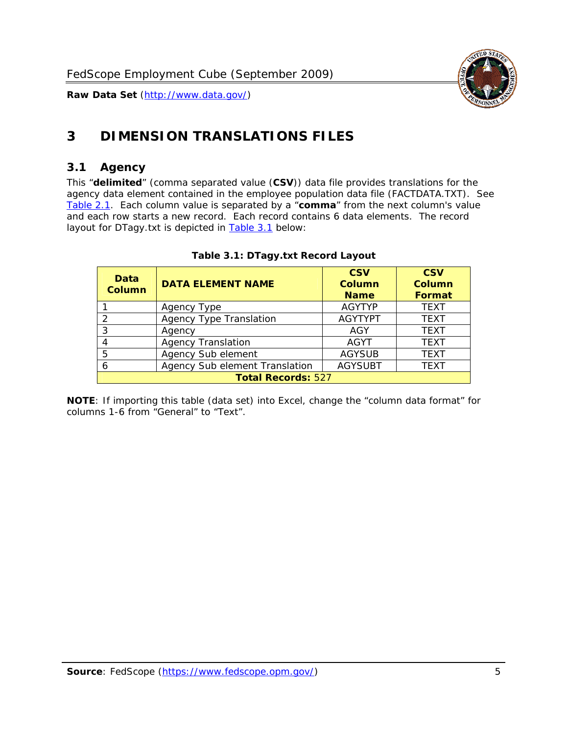# 3 DIMENSION TRANSLATIONS FILES

## 3.1 Agency

This "**delimited**" (comma separated value (**CSV**)) data file provides translations for the agency data element contained in the employee population data file (FACTDATA.TXT). See Table 2.1. Each column value is separated by a "**comma**" from the next column's value and each row starts a new record. Each record contains 6 data elements. The record layout for DTagy.txt is depicted in Table 3.1 below:

**Table 3.1: DTagy.txt Record Layout**

| Data Column | DATA ELEMENT NAME | CSV Column Name | CSV Column Format |
|---|---|---|---|
| 1 | Agency Type | AGYTYP | TEXT |
| 2 | Agency Type Translation | AGYTYPT | TEXT |
| 3 | Agency | AGY | TEXT |
| 4 | Agency Translation | AGYT | TEXT |
| 5 | Agency Sub element | AGYSUB | TEXT |
| 6 | Agency Sub element Translation | AGYSUBT | TEXT |
| **Total Records:** 527 | | | |

**NOTE**: If importing this table (data set) into Excel, change the "column data format" for columns 1-6 from "General" to "Text".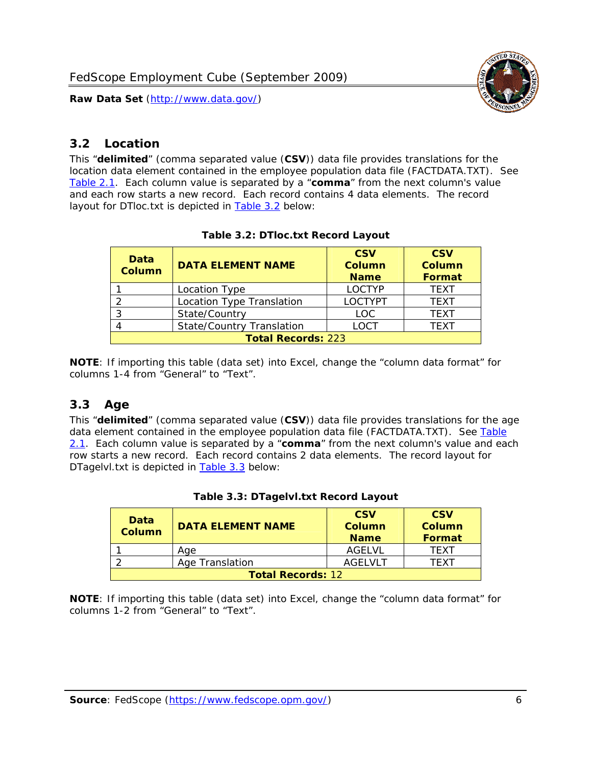## 3.2 Location

This "**delimited**" (comma separated value (**CSV**)) data file provides translations for the location data element contained in the employee population data file (FACTDATA.TXT). See Table 2.1. Each column value is separated by a "**comma**" from the next column's value and each row starts a new record. Each record contains 4 data elements. The record layout for DTloc.txt is depicted in Table 3.2 below:

**Table 3.2: DTloc.txt Record Layout**

| Data Column | DATA ELEMENT NAME | CSV Column Name | CSV Column Format |
|---|---|---|---|
| 1 | Location Type | LOCTYP | TEXT |
| 2 | Location Type Translation | LOCTYPT | TEXT |
| 3 | State/Country | LOC | TEXT |
| 4 | State/Country Translation | LOCT | TEXT |
| **Total Records:** 223 | | | |

**NOTE**: If importing this table (data set) into Excel, change the "column data format" for columns 1-4 from "General" to "Text".

## 3.3 Age

This "**delimited**" (comma separated value (**CSV**)) data file provides translations for the age data element contained in the employee population data file (FACTDATA.TXT). See Table 2.1. Each column value is separated by a "**comma**" from the next column's value and each row starts a new record. Each record contains 2 data elements. The record layout for DTagelvl.txt is depicted in Table 3.3 below:

**Table 3.3: DTagelvl.txt Record Layout**

| Data Column | DATA ELEMENT NAME | CSV Column Name | CSV Column Format |
|---|---|---|---|
| 1 | Age | AGELVL | TEXT |
| 2 | Age Translation | AGELVLT | TEXT |
| **Total Records:** 12 | | | |

**NOTE**: If importing this table (data set) into Excel, change the "column data format" for columns 1-2 from "General" to "Text".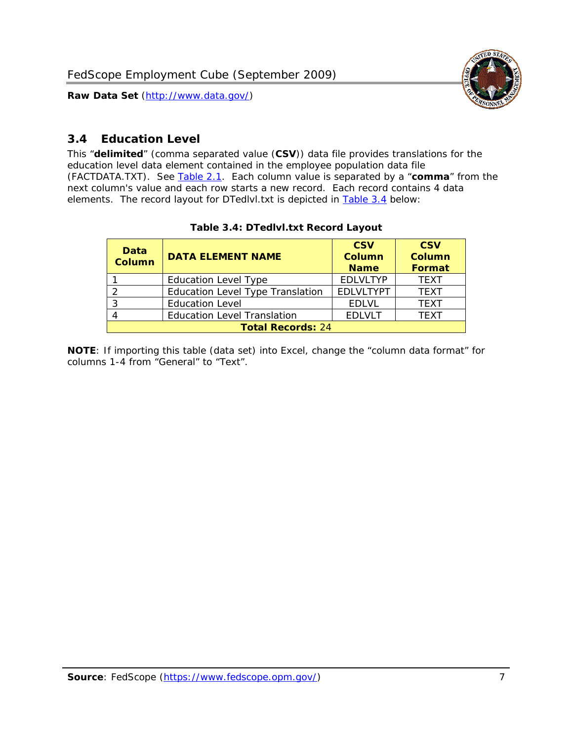## 3.4 Education Level

This "**delimited**" (comma separated value (**CSV**)) data file provides translations for the education level data element contained in the employee population data file (FACTDATA.TXT). See Table 2.1. Each column value is separated by a "**comma**" from the next column's value and each row starts a new record. Each record contains 4 data elements. The record layout for DTedlvl.txt is depicted in Table 3.4 below:

**Table 3.4: DTedlvl.txt Record Layout**

| Data Column | DATA ELEMENT NAME | CSV Column Name | CSV Column Format |
|---|---|---|---|
| 1 | Education Level Type | EDLVLTYP | TEXT |
| 2 | Education Level Type Translation | EDLVLTYPT | TEXT |
| 3 | Education Level | EDLVL | TEXT |
| 4 | Education Level Translation | EDLVLT | TEXT |
| **Total Records:** 24 | | | |

**NOTE**: If importing this table (data set) into Excel, change the "column data format" for columns 1-4 from "General" to "Text".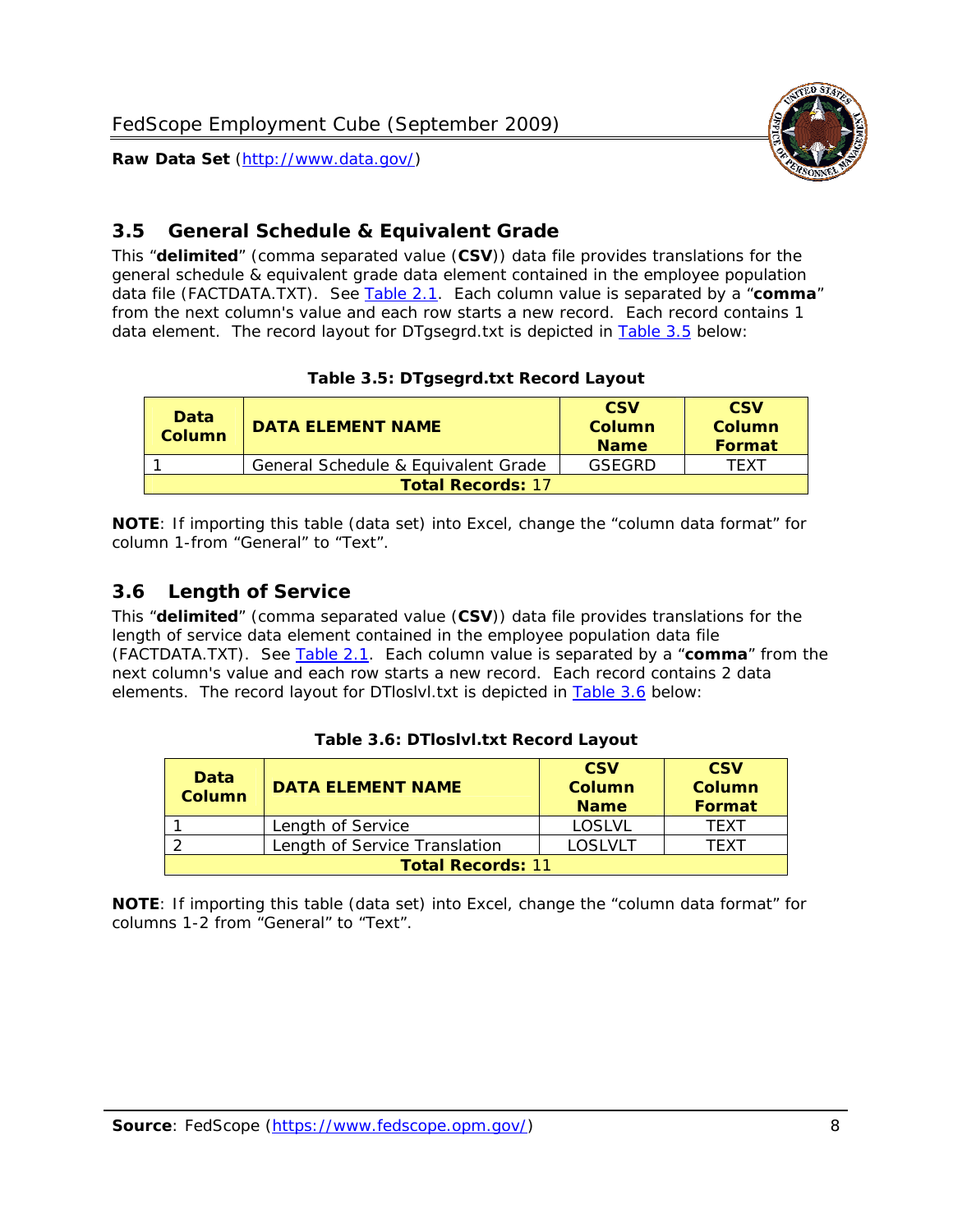## 3.5 General Schedule & Equivalent Grade

This "**delimited**" (comma separated value (**CSV**)) data file provides translations for the general schedule & equivalent grade data element contained in the employee population data file (FACTDATA.TXT). See Table 2.1. Each column value is separated by a "**comma**" from the next column's value and each row starts a new record. Each record contains 1 data element. The record layout for DTgsegrd.txt is depicted in Table 3.5 below:

**Table 3.5: DTgsegrd.txt Record Layout**

| Data Column | DATA ELEMENT NAME | CSV Column Name | CSV Column Format |
|---|---|---|---|
| 1 | General Schedule & Equivalent Grade | GSEGRD | TEXT |
| **Total Records:** 17 | | | |

**NOTE**: If importing this table (data set) into Excel, change the "column data format" for column 1-from "General" to "Text".

## 3.6 Length of Service

This "**delimited**" (comma separated value (**CSV**)) data file provides translations for the length of service data element contained in the employee population data file (FACTDATA.TXT). See Table 2.1. Each column value is separated by a "**comma**" from the next column's value and each row starts a new record. Each record contains 2 data elements. The record layout for DTloslvl.txt is depicted in Table 3.6 below:

**Table 3.6: DTloslvl.txt Record Layout**

| Data Column | DATA ELEMENT NAME | CSV Column Name | CSV Column Format |
|---|---|---|---|
| 1 | Length of Service | LOSLVL | TEXT |
| 2 | Length of Service Translation | LOSLVLT | TEXT |
| **Total Records:** 11 | | | |

**NOTE**: If importing this table (data set) into Excel, change the "column data format" for columns 1-2 from "General" to "Text".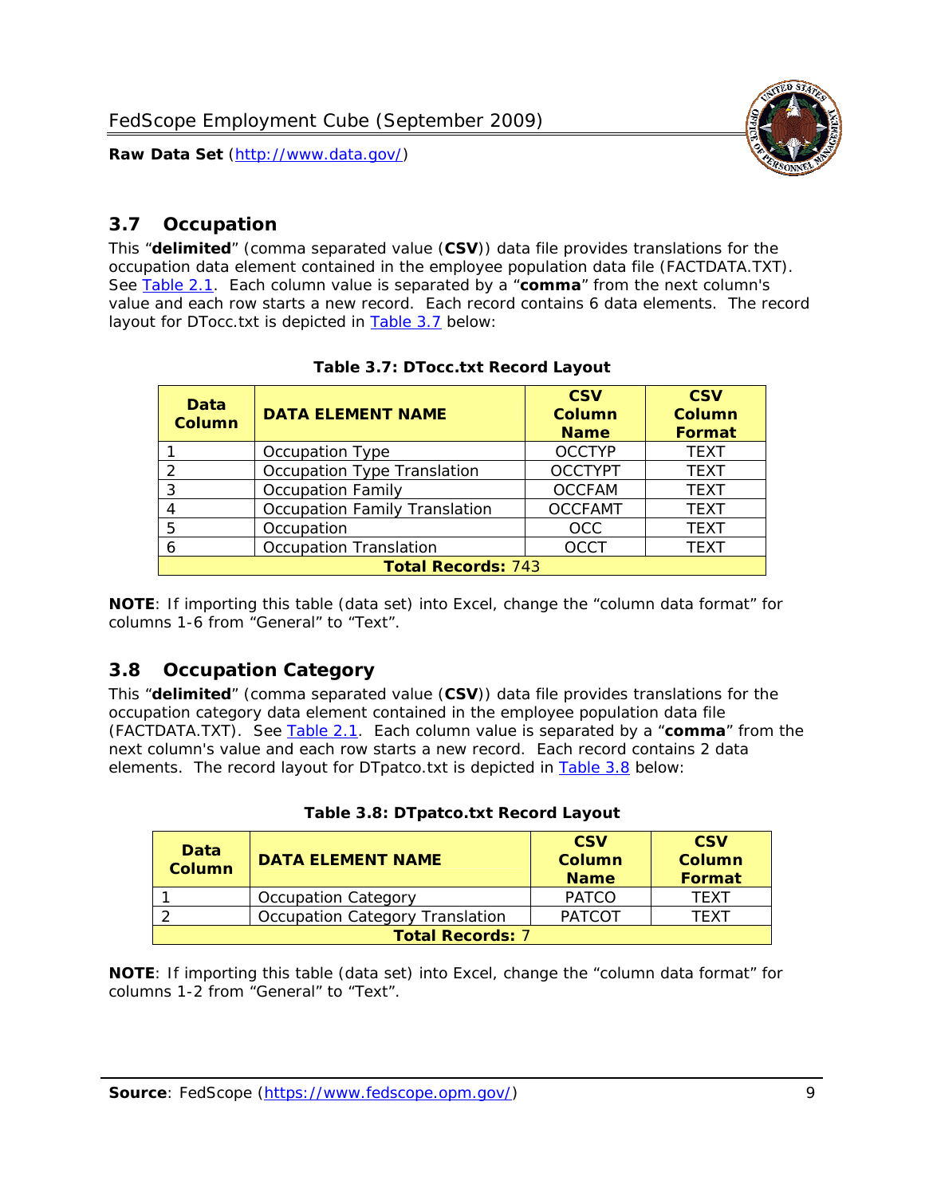## 3.7 Occupation

This "**delimited**" (comma separated value (**CSV**)) data file provides translations for the occupation data element contained in the employee population data file (FACTDATA.TXT). See Table 2.1. Each column value is separated by a "**comma**" from the next column's value and each row starts a new record. Each record contains 6 data elements. The record layout for DTocc.txt is depicted in Table 3.7 below:

**Table 3.7: DTocc.txt Record Layout**

| Data Column | DATA ELEMENT NAME | CSV Column Name | CSV Column Format |
|---|---|---|---|
| 1 | Occupation Type | OCCTYP | TEXT |
| 2 | Occupation Type Translation | OCCTYPT | TEXT |
| 3 | Occupation Family | OCCFAM | TEXT |
| 4 | Occupation Family Translation | OCCFAMT | TEXT |
| 5 | Occupation | OCC | TEXT |
| 6 | Occupation Translation | OCCT | TEXT |
| **Total Records:** 743 | | | |

**NOTE**: If importing this table (data set) into Excel, change the "column data format" for columns 1-6 from "General" to "Text".

## 3.8 Occupation Category

This "**delimited**" (comma separated value (**CSV**)) data file provides translations for the occupation category data element contained in the employee population data file (FACTDATA.TXT). See Table 2.1. Each column value is separated by a "**comma**" from the next column's value and each row starts a new record. Each record contains 2 data elements. The record layout for DTpatco.txt is depicted in Table 3.8 below:

**Table 3.8: DTpatco.txt Record Layout**

| Data Column | DATA ELEMENT NAME | CSV Column Name | CSV Column Format |
|---|---|---|---|
| 1 | Occupation Category | PATCO | TEXT |
| 2 | Occupation Category Translation | PATCOT | TEXT |
| **Total Records:** 7 | | | |

**NOTE**: If importing this table (data set) into Excel, change the "column data format" for columns 1-2 from "General" to "Text".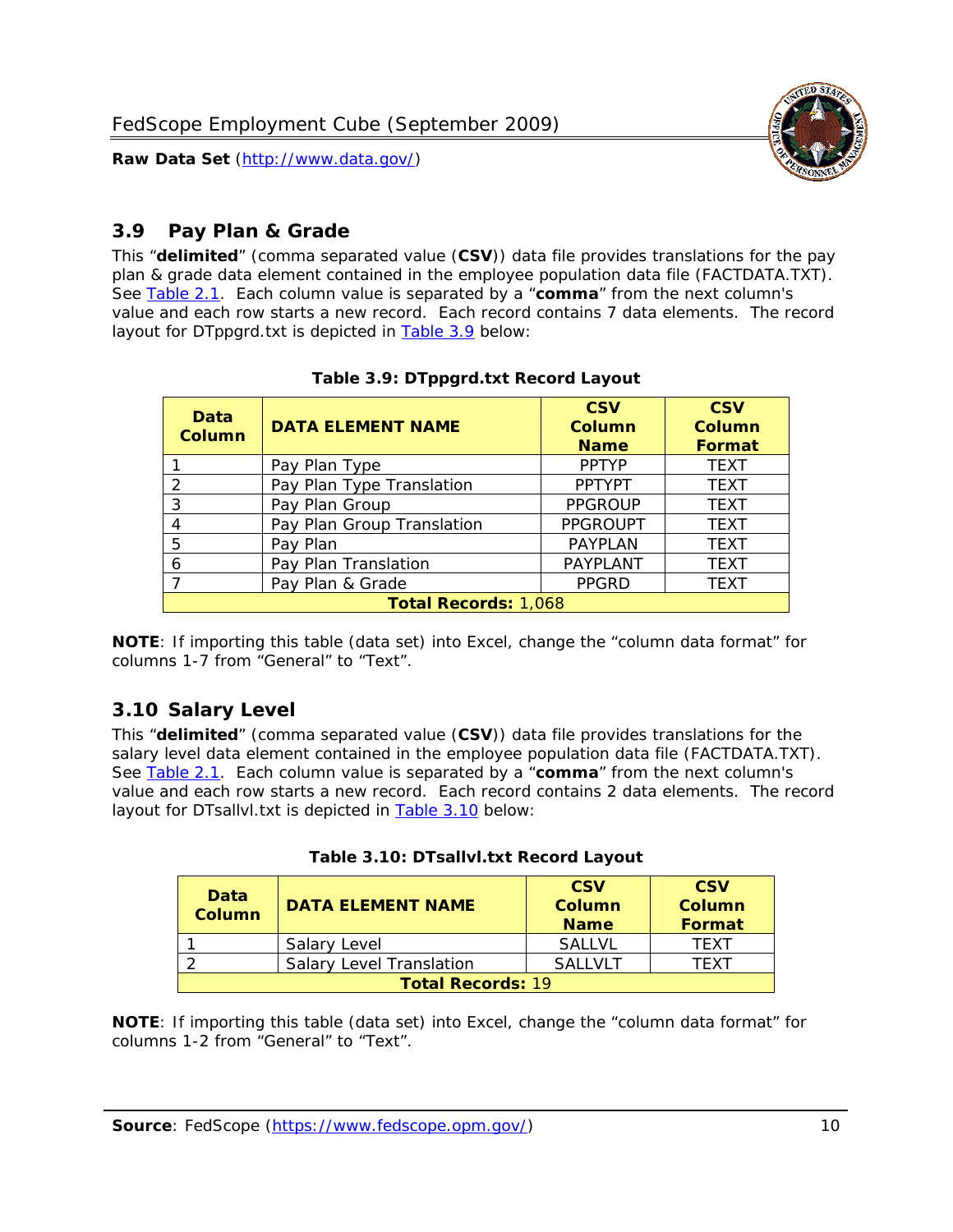## 3.9 Pay Plan & Grade

This "**delimited**" (comma separated value (**CSV**)) data file provides translations for the pay plan & grade data element contained in the employee population data file (FACTDATA.TXT). See Table 2.1. Each column value is separated by a "**comma**" from the next column's value and each row starts a new record. Each record contains 7 data elements. The record layout for DTppgrd.txt is depicted in Table 3.9 below:

**Table 3.9: DTppgrd.txt Record Layout**

| Data Column | DATA ELEMENT NAME | CSV Column Name | CSV Column Format |
|---|---|---|---|
| 1 | Pay Plan Type | PPTYP | TEXT |
| 2 | Pay Plan Type Translation | PPTYPT | TEXT |
| 3 | Pay Plan Group | PPGROUP | TEXT |
| 4 | Pay Plan Group Translation | PPGROUPT | TEXT |
| 5 | Pay Plan | PAYPLAN | TEXT |
| 6 | Pay Plan Translation | PAYPLANT | TEXT |
| 7 | Pay Plan & Grade | PPGRD | TEXT |
| **Total Records:** 1,068 | | | |

**NOTE**: If importing this table (data set) into Excel, change the "column data format" for columns 1-7 from "General" to "Text".

## 3.10 Salary Level

This "**delimited**" (comma separated value (**CSV**)) data file provides translations for the salary level data element contained in the employee population data file (FACTDATA.TXT). See Table 2.1. Each column value is separated by a "**comma**" from the next column's value and each row starts a new record. Each record contains 2 data elements. The record layout for DTsallvl.txt is depicted in Table 3.10 below:

**Table 3.10: DTsallvl.txt Record Layout**

| Data Column | DATA ELEMENT NAME | CSV Column Name | CSV Column Format |
|---|---|---|---|
| 1 | Salary Level | SALLVL | TEXT |
| 2 | Salary Level Translation | SALLVLT | TEXT |
| **Total Records:** 19 | | | |

**NOTE**: If importing this table (data set) into Excel, change the "column data format" for columns 1-2 from "General" to "Text".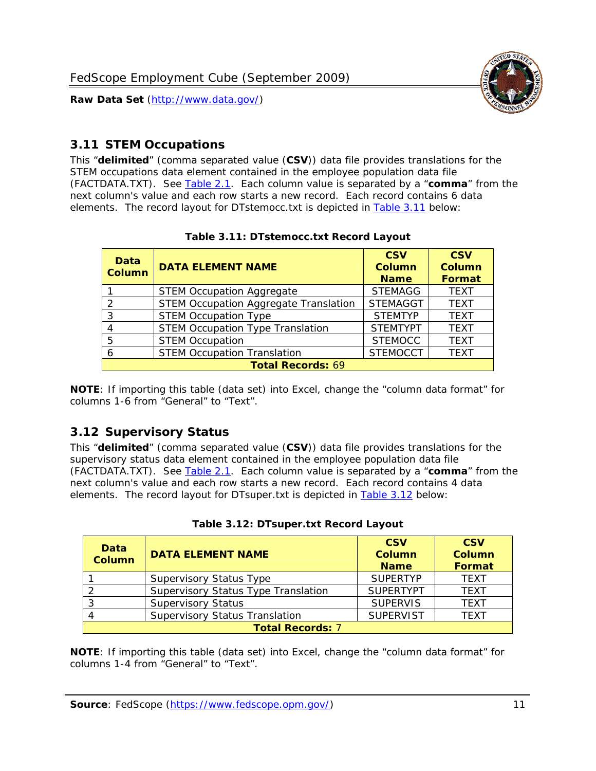## 3.11 STEM Occupations

This "**delimited**" (comma separated value (**CSV**)) data file provides translations for the STEM occupations data element contained in the employee population data file (FACTDATA.TXT). See Table 2.1. Each column value is separated by a "**comma**" from the next column's value and each row starts a new record. Each record contains 6 data elements. The record layout for DTstemocc.txt is depicted in Table 3.11 below:

**Table 3.11: DTstemocc.txt Record Layout**

| Data Column | DATA ELEMENT NAME | CSV Column Name | CSV Column Format |
|---|---|---|---|
| 1 | STEM Occupation Aggregate | STEMAGG | TEXT |
| 2 | STEM Occupation Aggregate Translation | STEMAGGT | TEXT |
| 3 | STEM Occupation Type | STEMTYP | TEXT |
| 4 | STEM Occupation Type Translation | STEMTYPT | TEXT |
| 5 | STEM Occupation | STEMOCC | TEXT |
| 6 | STEM Occupation Translation | STEMOCCT | TEXT |
| **Total Records: 69** | | | |

**NOTE**: If importing this table (data set) into Excel, change the "column data format" for columns 1-6 from "General" to "Text".

## 3.12 Supervisory Status

This "**delimited**" (comma separated value (**CSV**)) data file provides translations for the supervisory status data element contained in the employee population data file (FACTDATA.TXT). See Table 2.1. Each column value is separated by a "**comma**" from the next column's value and each row starts a new record. Each record contains 4 data elements. The record layout for DTsuper.txt is depicted in Table 3.12 below:

**Table 3.12: DTsuper.txt Record Layout**

| Data Column | DATA ELEMENT NAME | CSV Column Name | CSV Column Format |
|---|---|---|---|
| 1 | Supervisory Status Type | SUPERTYP | TEXT |
| 2 | Supervisory Status Type Translation | SUPERTYPT | TEXT |
| 3 | Supervisory Status | SUPERVIS | TEXT |
| 4 | Supervisory Status Translation | SUPERVIST | TEXT |
| **Total Records: 7** | | | |

**NOTE**: If importing this table (data set) into Excel, change the "column data format" for columns 1-4 from "General" to "Text".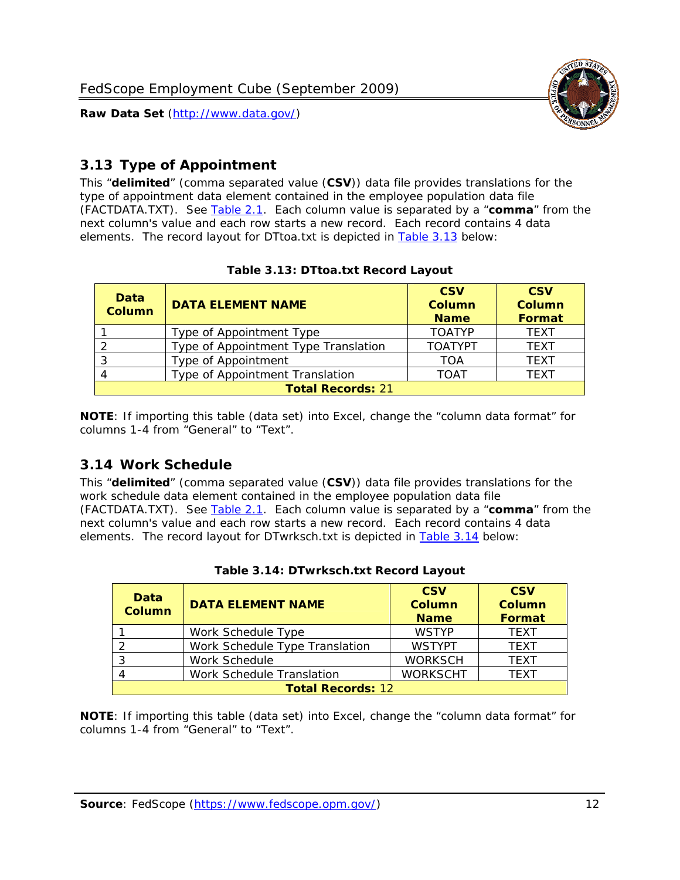## 3.13 Type of Appointment

This "**delimited**" (comma separated value (**CSV**)) data file provides translations for the type of appointment data element contained in the employee population data file (FACTDATA.TXT). See Table 2.1. Each column value is separated by a "**comma**" from the next column's value and each row starts a new record. Each record contains 4 data elements. The record layout for DTtoa.txt is depicted in Table 3.13 below:

**Table 3.13: DTtoa.txt Record Layout**

| Data Column | DATA ELEMENT NAME | CSV Column Name | CSV Column Format |
|---|---|---|---|
| 1 | Type of Appointment Type | TOATYP | TEXT |
| 2 | Type of Appointment Type Translation | TOATYPT | TEXT |
| 3 | Type of Appointment | TOA | TEXT |
| 4 | Type of Appointment Translation | TOAT | TEXT |
| **Total Records:** 21 | | | |

**NOTE**: If importing this table (data set) into Excel, change the "column data format" for columns 1-4 from "General" to "Text".

## 3.14 Work Schedule

This "**delimited**" (comma separated value (**CSV**)) data file provides translations for the work schedule data element contained in the employee population data file (FACTDATA.TXT). See Table 2.1. Each column value is separated by a "**comma**" from the next column's value and each row starts a new record. Each record contains 4 data elements. The record layout for DTwrksch.txt is depicted in Table 3.14 below:

**Table 3.14: DTwrksch.txt Record Layout**

| Data Column | DATA ELEMENT NAME | CSV Column Name | CSV Column Format |
|---|---|---|---|
| 1 | Work Schedule Type | WSTYP | TEXT |
| 2 | Work Schedule Type Translation | WSTYPT | TEXT |
| 3 | Work Schedule | WORKSCH | TEXT |
| 4 | Work Schedule Translation | WORKSCHT | TEXT |
| **Total Records:** 12 | | | |

**NOTE**: If importing this table (data set) into Excel, change the "column data format" for columns 1-4 from "General" to "Text".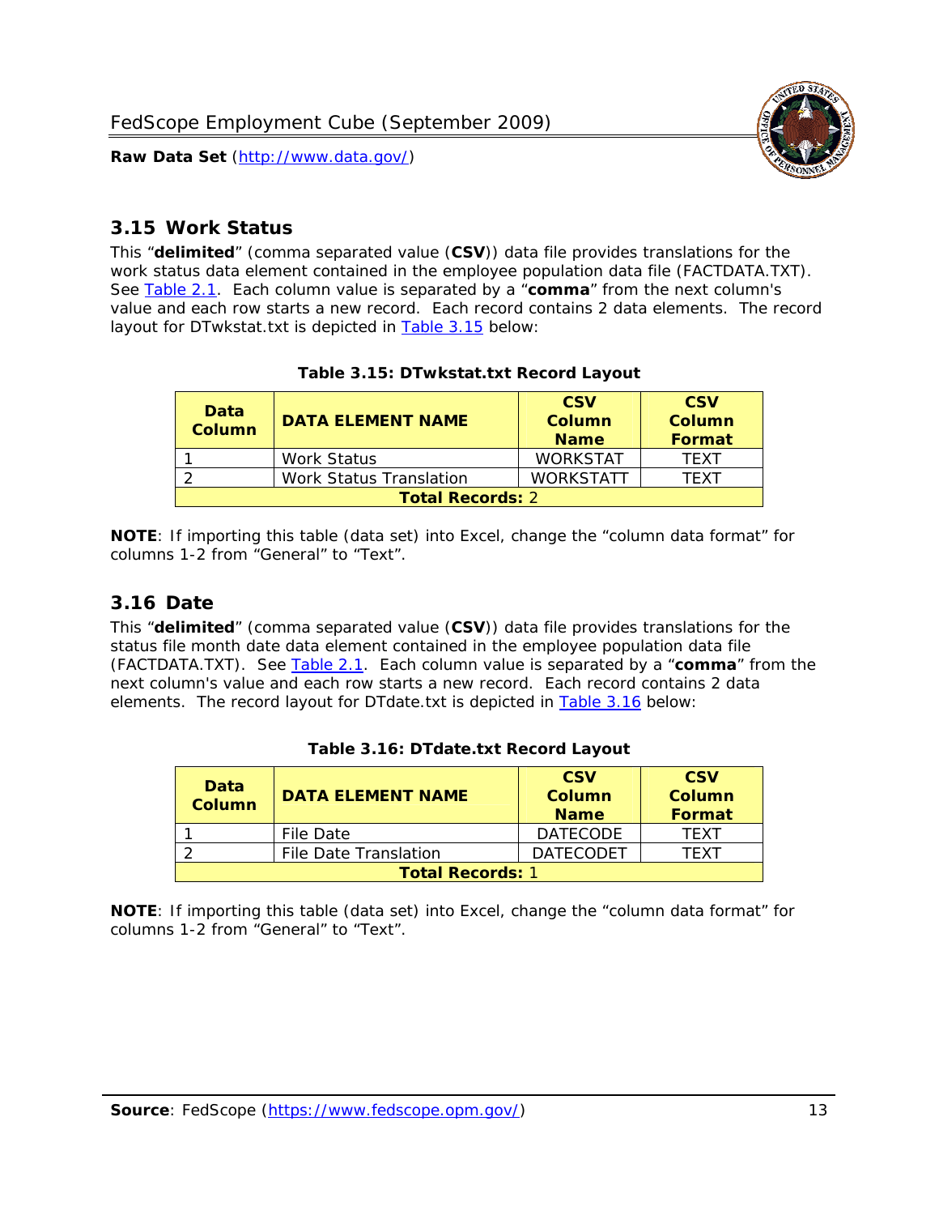## 3.15 Work Status

This "**delimited**" (comma separated value (**CSV**)) data file provides translations for the work status data element contained in the employee population data file (FACTDATA.TXT). See Table 2.1. Each column value is separated by a "**comma**" from the next column's value and each row starts a new record. Each record contains 2 data elements. The record layout for DTwkstat.txt is depicted in Table 3.15 below:

**Table 3.15: DTwkstat.txt Record Layout**

| Data Column | DATA ELEMENT NAME | CSV Column Name | CSV Column Format |
|---|---|---|---|
| 1 | Work Status | WORKSTAT | TEXT |
| 2 | Work Status Translation | WORKSTATT | TEXT |
| **Total Records:** 2 | | | |

**NOTE**: If importing this table (data set) into Excel, change the "column data format" for columns 1-2 from "General" to "Text".

## 3.16 Date

This "**delimited**" (comma separated value (**CSV**)) data file provides translations for the status file month date data element contained in the employee population data file (FACTDATA.TXT). See Table 2.1. Each column value is separated by a "**comma**" from the next column's value and each row starts a new record. Each record contains 2 data elements. The record layout for DTdate.txt is depicted in Table 3.16 below:

**Table 3.16: DTdate.txt Record Layout**

| Data Column | DATA ELEMENT NAME | CSV Column Name | CSV Column Format |
|---|---|---|---|
| 1 | File Date | DATECODE | TEXT |
| 2 | File Date Translation | DATECODET | TEXT |
| **Total Records:** 1 | | | |

**NOTE**: If importing this table (data set) into Excel, change the "column data format" for columns 1-2 from "General" to "Text".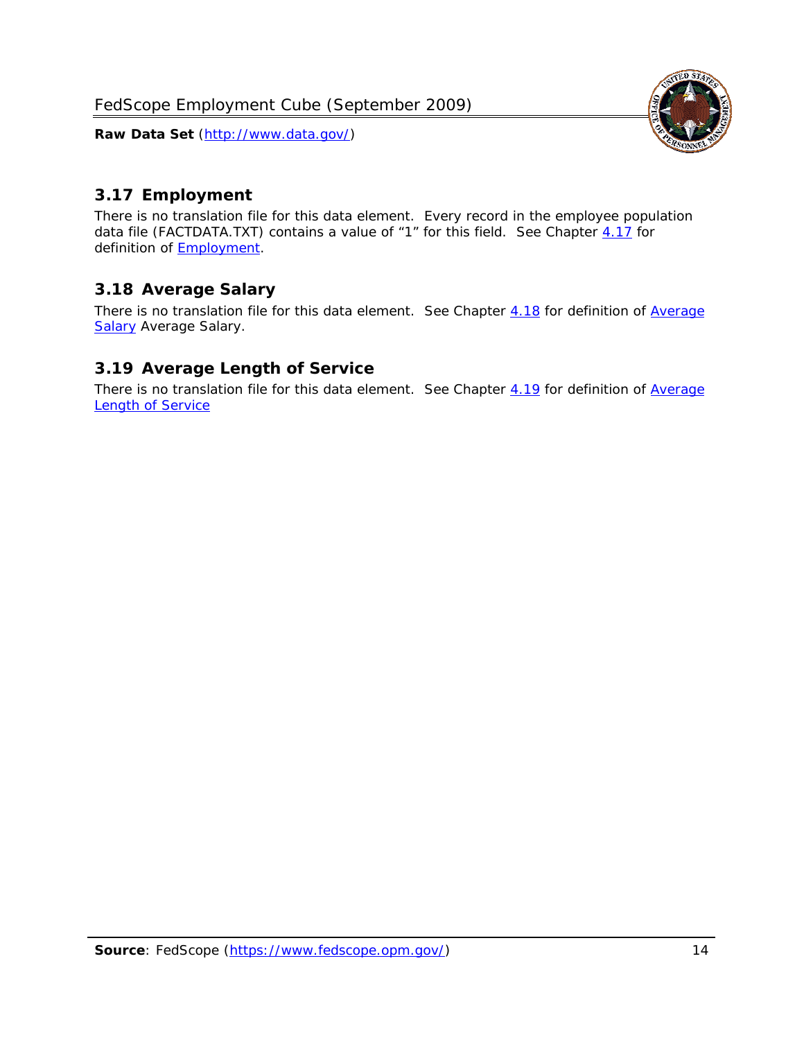## 3.17 Employment

There is no translation file for this data element. Every record in the employee population data file (FACTDATA.TXT) contains a value of "1" for this field. See Chapter 4.17 for definition of Employment.

## 3.18 Average Salary

There is no translation file for this data element. See Chapter 4.18 for definition of Average Salary Average Salary.

## 3.19 Average Length of Service

There is no translation file for this data element. See Chapter 4.19 for definition of Average Length of Service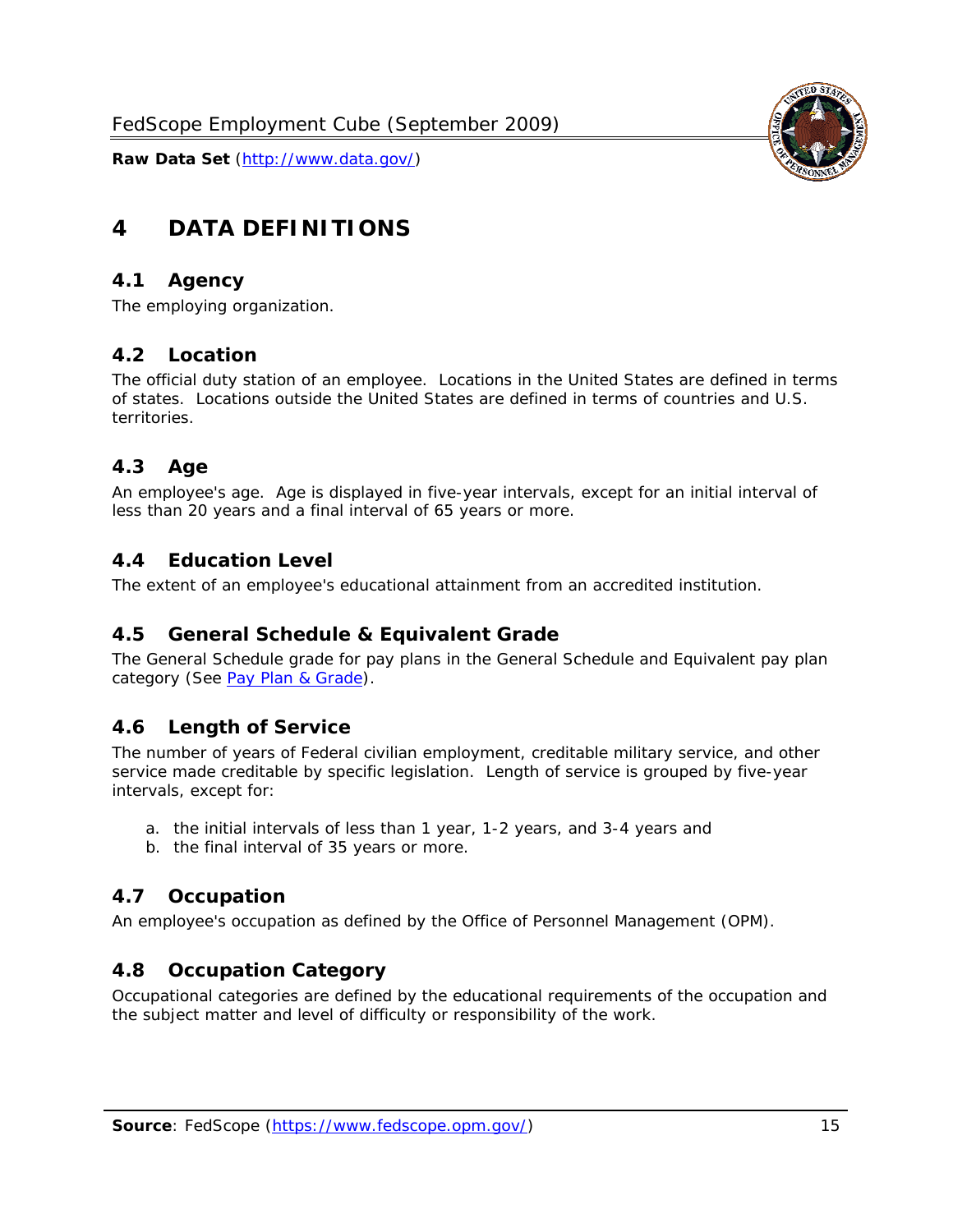# 4 DATA DEFINITIONS

## 4.1 Agency

The employing organization.

## 4.2 Location

The official duty station of an employee. Locations in the United States are defined in terms of states. Locations outside the United States are defined in terms of countries and U.S. territories.

## 4.3 Age

An employee's age. Age is displayed in five-year intervals, except for an initial interval of less than 20 years and a final interval of 65 years or more.

## 4.4 Education Level

The extent of an employee's educational attainment from an accredited institution.

## 4.5 General Schedule & Equivalent Grade

The General Schedule grade for pay plans in the General Schedule and Equivalent pay plan category (See Pay Plan & Grade).

## 4.6 Length of Service

The number of years of Federal civilian employment, creditable military service, and other service made creditable by specific legislation. Length of service is grouped by five-year intervals, except for:

a. the initial intervals of less than 1 year, 1-2 years, and 3-4 years and
b. the final interval of 35 years or more.

## 4.7 Occupation

An employee's occupation as defined by the Office of Personnel Management (OPM).

## 4.8 Occupation Category

Occupational categories are defined by the educational requirements of the occupation and the subject matter and level of difficulty or responsibility of the work.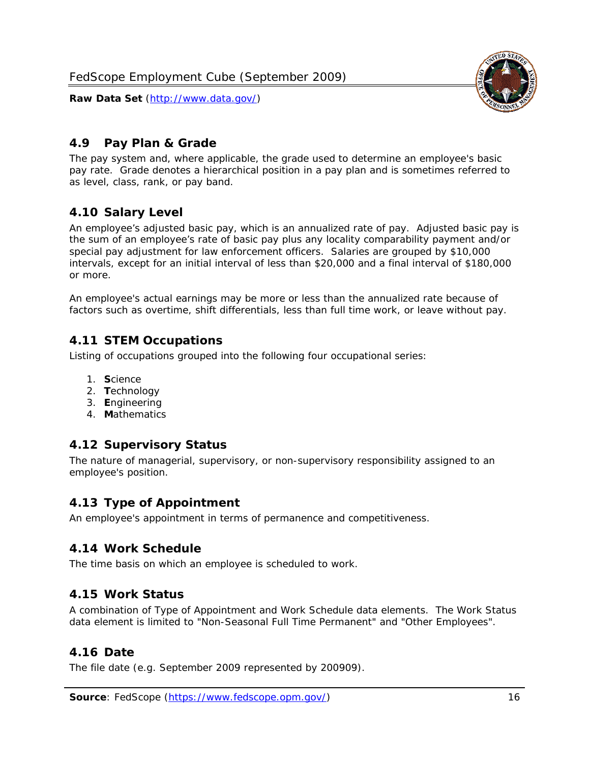## 4.9 Pay Plan & Grade

The pay system and, where applicable, the grade used to determine an employee's basic pay rate. Grade denotes a hierarchical position in a pay plan and is sometimes referred to as level, class, rank, or pay band.

## 4.10 Salary Level

An employee's adjusted basic pay, which is an annualized rate of pay. Adjusted basic pay is the sum of an employee's rate of basic pay plus any locality comparability payment and/or special pay adjustment for law enforcement officers. Salaries are grouped by $10,000 intervals, except for an initial interval of less than $20,000 and a final interval of $180,000 or more.

An employee's actual earnings may be more or less than the annualized rate because of factors such as overtime, shift differentials, less than full time work, or leave without pay.

## 4.11 STEM Occupations

Listing of occupations grouped into the following four occupational series:

1. **S**cience
2. **T**echnology
3. **E**ngineering
4. **M**athematics

## 4.12 Supervisory Status

The nature of managerial, supervisory, or non-supervisory responsibility assigned to an employee's position.

## 4.13 Type of Appointment

An employee's appointment in terms of permanence and competitiveness.

## 4.14 Work Schedule

The time basis on which an employee is scheduled to work.

## 4.15 Work Status

A combination of Type of Appointment and Work Schedule data elements. The Work Status data element is limited to "Non-Seasonal Full Time Permanent" and "Other Employees".

## 4.16 Date

The file date (e.g. September 2009 represented by 200909).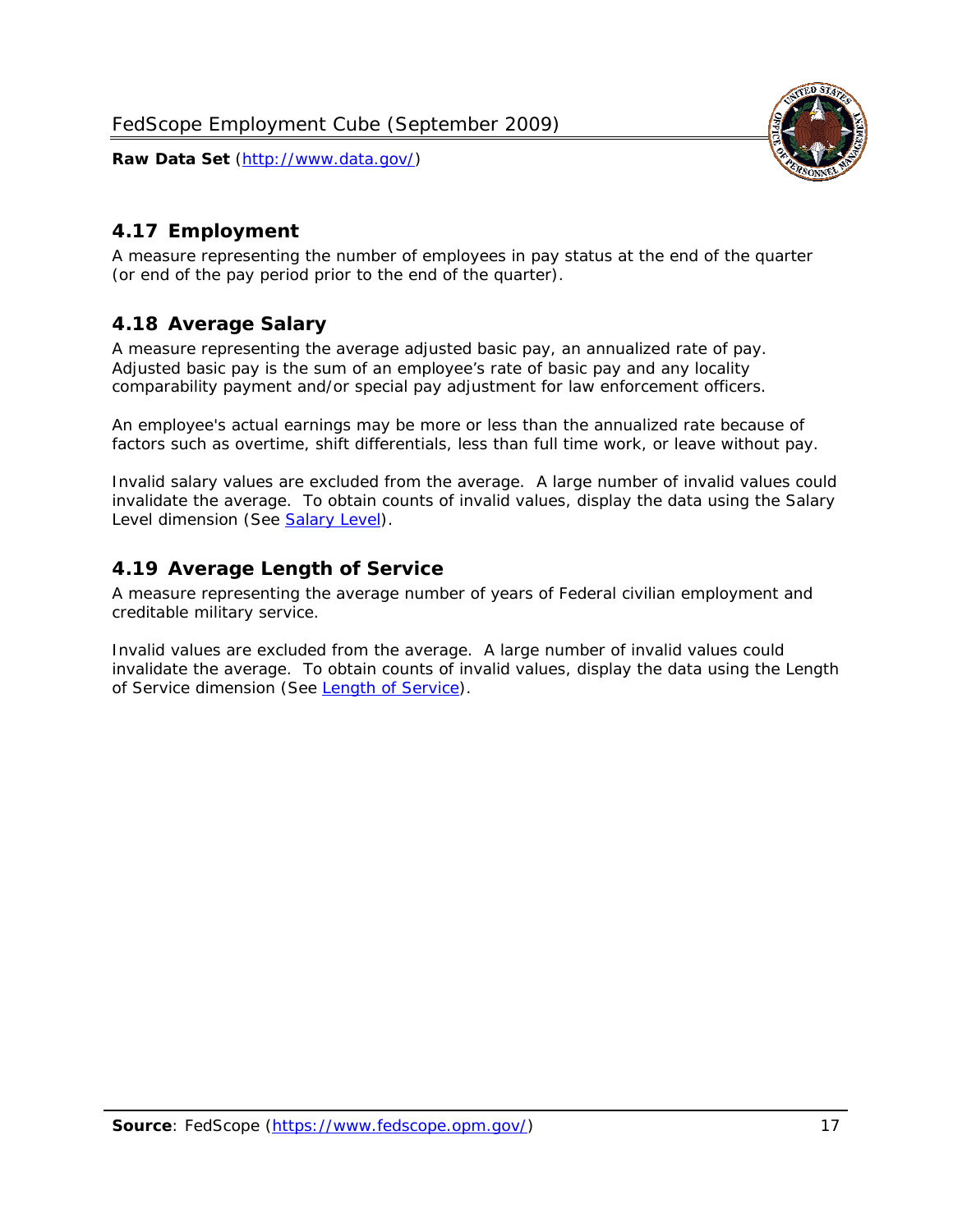## 4.17 Employment

A measure representing the number of employees in pay status at the end of the quarter (or end of the pay period prior to the end of the quarter).

## 4.18 Average Salary

A measure representing the average adjusted basic pay, an annualized rate of pay. Adjusted basic pay is the sum of an employee's rate of basic pay and any locality comparability payment and/or special pay adjustment for law enforcement officers.

An employee's actual earnings may be more or less than the annualized rate because of factors such as overtime, shift differentials, less than full time work, or leave without pay.

Invalid salary values are excluded from the average. A large number of invalid values could invalidate the average. To obtain counts of invalid values, display the data using the Salary Level dimension (See Salary Level).

## 4.19 Average Length of Service

A measure representing the average number of years of Federal civilian employment and creditable military service.

Invalid values are excluded from the average. A large number of invalid values could invalidate the average. To obtain counts of invalid values, display the data using the Length of Service dimension (See Length of Service).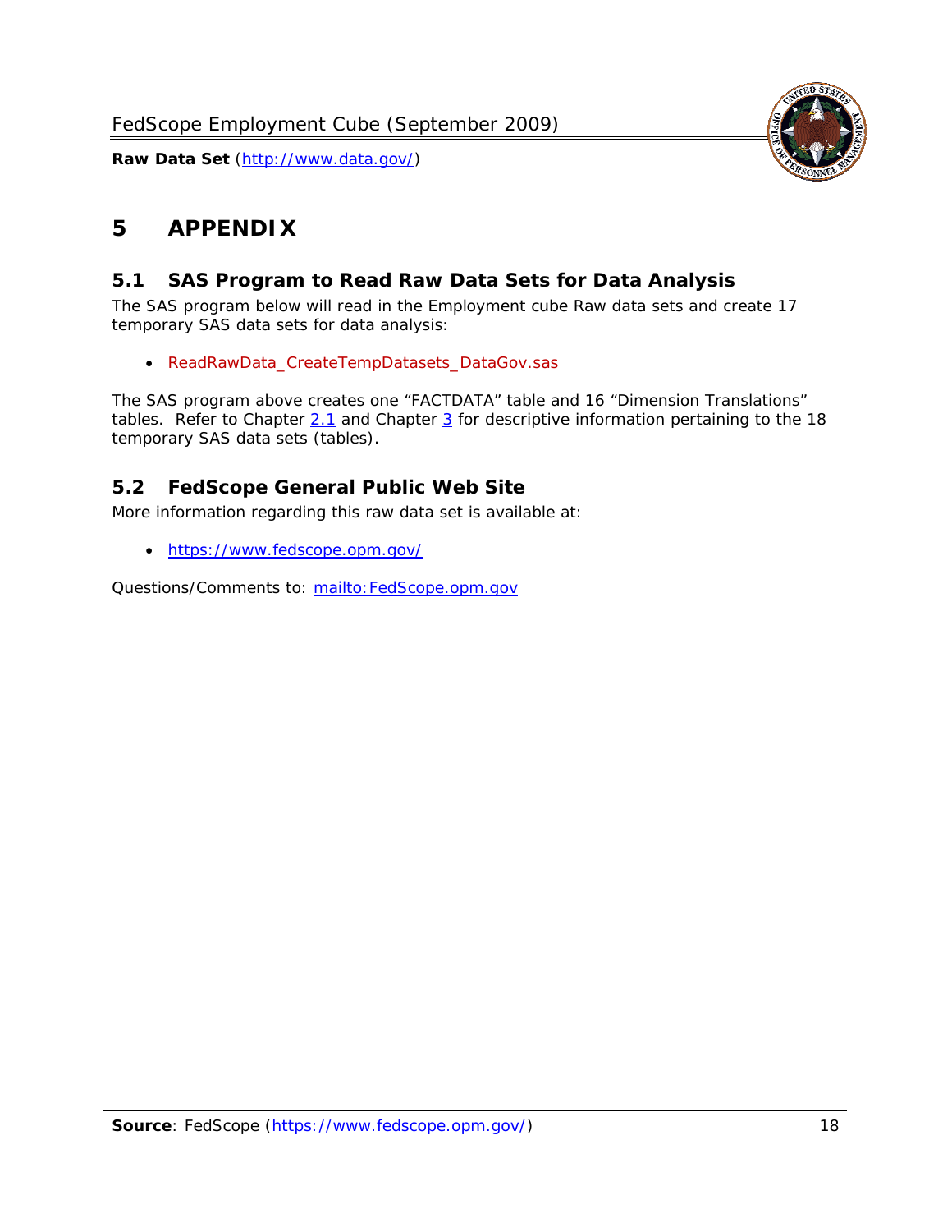# 5 APPENDIX

## 5.1 SAS Program to Read Raw Data Sets for Data Analysis

The SAS program below will read in the Employment cube Raw data sets and create 17 temporary SAS data sets for data analysis:

- ReadRawData_CreateTempDatasets_DataGov.sas

The SAS program above creates one "FACTDATA" table and 16 "Dimension Translations" tables. Refer to Chapter 2.1 and Chapter 3 for descriptive information pertaining to the 18 temporary SAS data sets (tables).

## 5.2 FedScope General Public Web Site

More information regarding this raw data set is available at:

- https://www.fedscope.opm.gov/

Questions/Comments to: mailto:FedScope.opm.gov